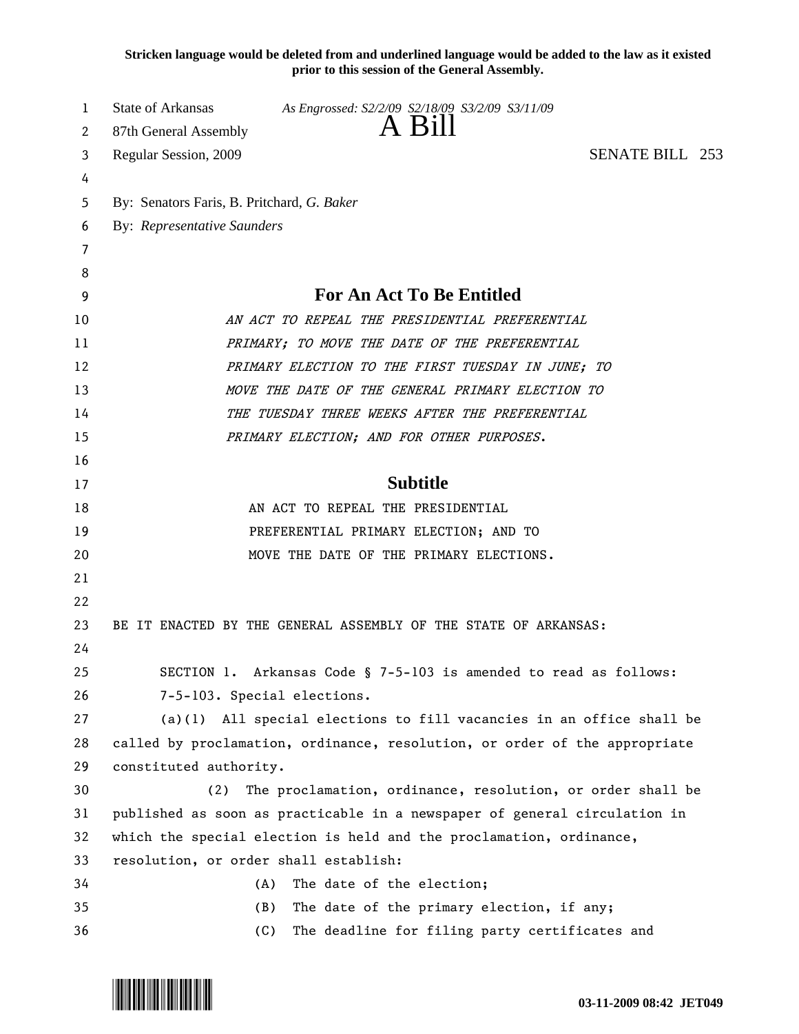**Stricken language would be deleted from and underlined language would be added to the law as it existed prior to this session of the General Assembly.**

State of Arkansas *As Engrossed: S2/2/09 S2/18/09 S3/2/09 S3/11/09*
87th General Assembly

# A Bill

Regular Session, 2009 SENATE BILL 253

By: Senators Faris, B. Pritchard, *G. Baker*
By: *Representative Saunders*

## For An Act To Be Entitled

*AN ACT TO REPEAL THE PRESIDENTIAL PREFERENTIAL PRIMARY; TO MOVE THE DATE OF THE PREFERENTIAL PRIMARY ELECTION TO THE FIRST TUESDAY IN JUNE; TO MOVE THE DATE OF THE GENERAL PRIMARY ELECTION TO THE TUESDAY THREE WEEKS AFTER THE PREFERENTIAL PRIMARY ELECTION; AND FOR OTHER PURPOSES.*

## Subtitle

AN ACT TO REPEAL THE PRESIDENTIAL PREFERENTIAL PRIMARY ELECTION; AND TO MOVE THE DATE OF THE PRIMARY ELECTIONS.

BE IT ENACTED BY THE GENERAL ASSEMBLY OF THE STATE OF ARKANSAS:

SECTION 1. Arkansas Code § 7-5-103 is amended to read as follows:

7-5-103. Special elections.

(a)(1) All special elections to fill vacancies in an office shall be called by proclamation, ordinance, resolution, or order of the appropriate constituted authority.

(2) The proclamation, ordinance, resolution, or order shall be published as soon as practicable in a newspaper of general circulation in which the special election is held and the proclamation, ordinance, resolution, or order shall establish:

(A) The date of the election;

(B) The date of the primary election, if any;

(C) The deadline for filing party certificates and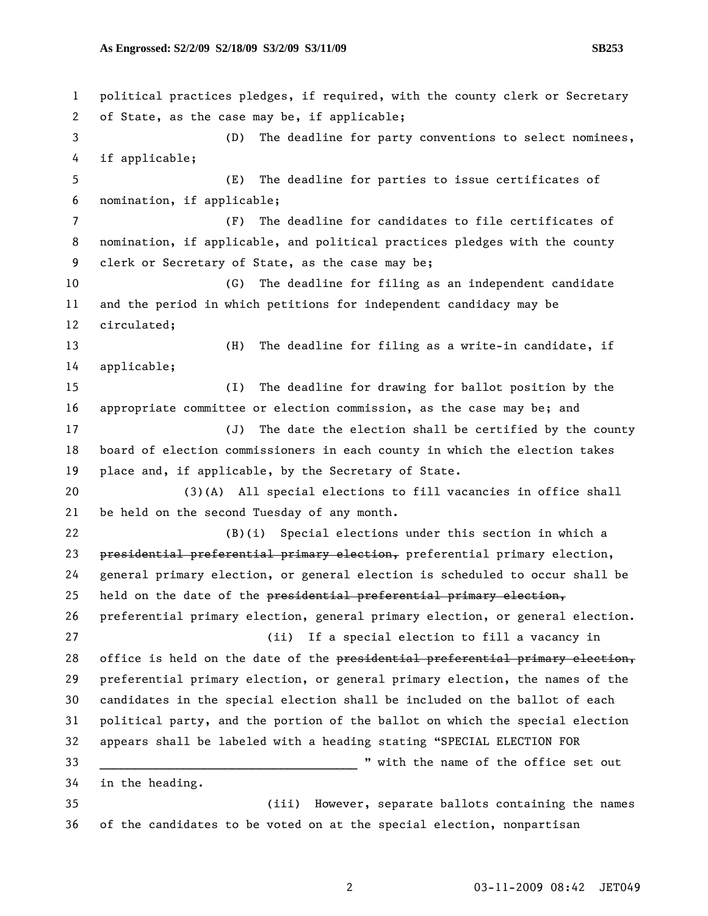political practices pledges, if required, with the county clerk or Secretary of State, as the case may be, if applicable;

(D) The deadline for party conventions to select nominees, if applicable;

(E) The deadline for parties to issue certificates of nomination, if applicable;

(F) The deadline for candidates to file certificates of nomination, if applicable, and political practices pledges with the county clerk or Secretary of State, as the case may be;

(G) The deadline for filing as an independent candidate and the period in which petitions for independent candidacy may be circulated;

(H) The deadline for filing as a write-in candidate, if applicable;

(I) The deadline for drawing for ballot position by the appropriate committee or election commission, as the case may be; and

(J) The date the election shall be certified by the county board of election commissioners in each county in which the election takes place and, if applicable, by the Secretary of State.

(3)(A) All special elections to fill vacancies in office shall be held on the second Tuesday of any month.

(B)(i) Special elections under this section in which a ~~presidential preferential primary election,~~ preferential primary election, general primary election, or general election is scheduled to occur shall be held on the date of the ~~presidential preferential primary election,~~ preferential primary election, general primary election, or general election.

(ii) If a special election to fill a vacancy in office is held on the date of the ~~presidential preferential primary election,~~ preferential primary election, or general primary election, the names of the candidates in the special election shall be included on the ballot of each political party, and the portion of the ballot on which the special election appears shall be labeled with a heading stating "SPECIAL ELECTION FOR ______________________________________ " with the name of the office set out in the heading.

(iii) However, separate ballots containing the names of the candidates to be voted on at the special election, nonpartisan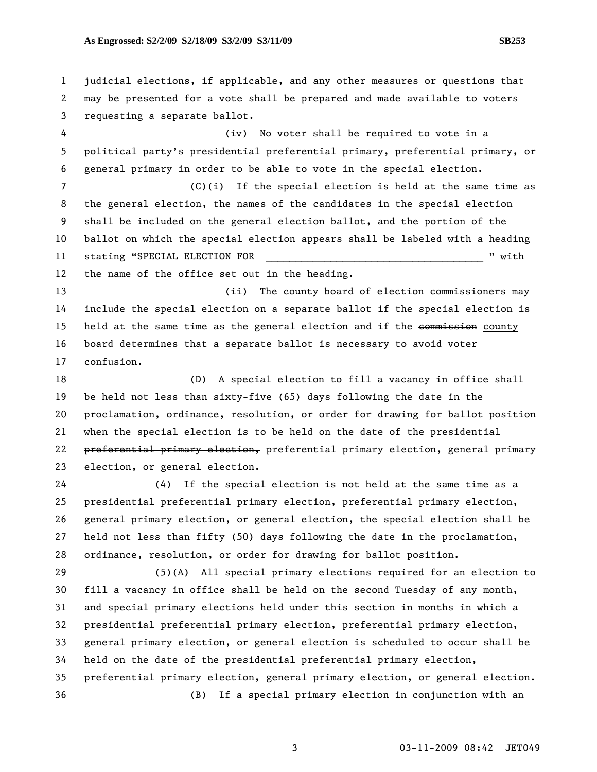judicial elections, if applicable, and any other measures or questions that may be presented for a vote shall be prepared and made available to voters requesting a separate ballot.

(iv) No voter shall be required to vote in a political party's ~~presidential preferential primary,~~ preferential primary~~,~~ or general primary in order to be able to vote in the special election.

(C)(i) If the special election is held at the same time as the general election, the names of the candidates in the special election shall be included on the general election ballot, and the portion of the ballot on which the special election appears shall be labeled with a heading stating "SPECIAL ELECTION FOR \_\_\_\_\_\_\_\_\_\_\_\_\_\_\_\_\_\_\_\_\_\_\_\_\_\_\_\_\_\_\_\_\_\_\_\_\_ " with the name of the office set out in the heading.

(ii) The county board of election commissioners may include the special election on a separate ballot if the special election is held at the same time as the general election and if the ~~commission~~ <u>county board</u> determines that a separate ballot is necessary to avoid voter confusion.

(D) A special election to fill a vacancy in office shall be held not less than sixty-five (65) days following the date in the proclamation, ordinance, resolution, or order for drawing for ballot position when the special election is to be held on the date of the ~~presidential preferential primary election,~~ preferential primary election, general primary election, or general election.

(4) If the special election is not held at the same time as a ~~presidential preferential primary election,~~ preferential primary election, general primary election, or general election, the special election shall be held not less than fifty (50) days following the date in the proclamation, ordinance, resolution, or order for drawing for ballot position.

(5)(A) All special primary elections required for an election to fill a vacancy in office shall be held on the second Tuesday of any month, and special primary elections held under this section in months in which a ~~presidential preferential primary election,~~ preferential primary election, general primary election, or general election is scheduled to occur shall be held on the date of the ~~presidential preferential primary election,~~ preferential primary election, general primary election, or general election.

(B) If a special primary election in conjunction with an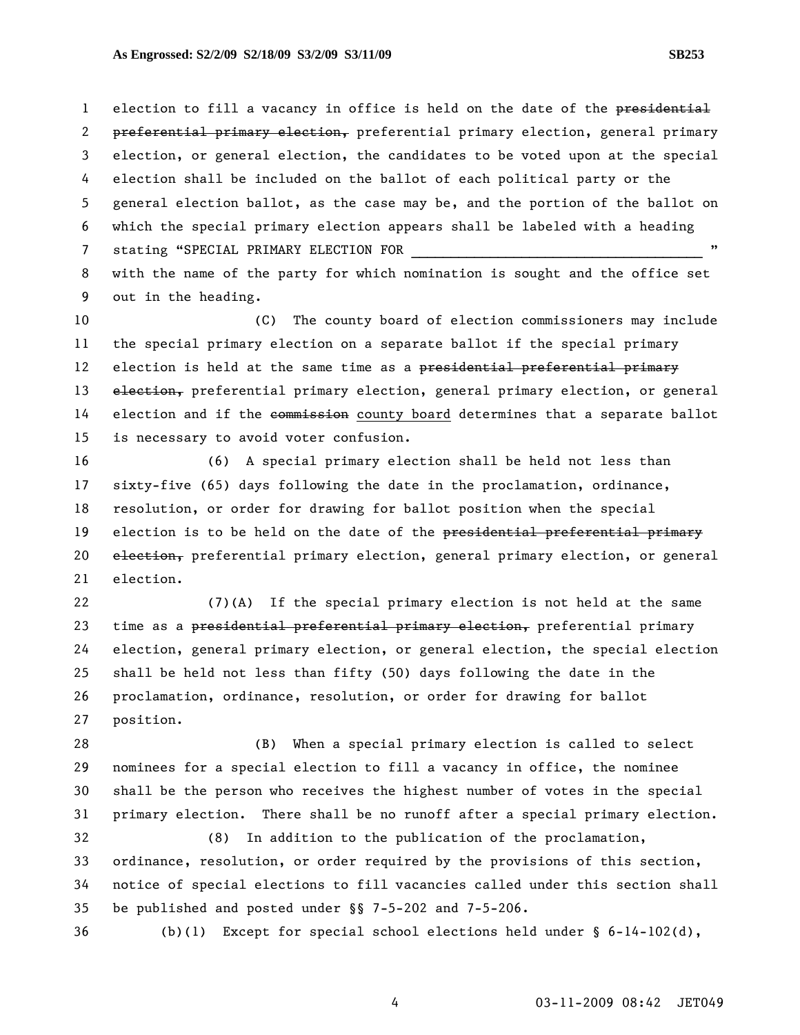election to fill a vacancy in office is held on the date of the ~~presidential preferential primary election,~~ preferential primary election, general primary election, or general election, the candidates to be voted upon at the special election shall be included on the ballot of each political party or the general election ballot, as the case may be, and the portion of the ballot on which the special primary election appears shall be labeled with a heading stating "SPECIAL PRIMARY ELECTION FOR ____________________________________ " with the name of the party for which nomination is sought and the office set out in the heading.

(C) The county board of election commissioners may include the special primary election on a separate ballot if the special primary election is held at the same time as a ~~presidential preferential primary election,~~ preferential primary election, general primary election, or general election and if the ~~commission~~ county board determines that a separate ballot is necessary to avoid voter confusion.

(6) A special primary election shall be held not less than sixty-five (65) days following the date in the proclamation, ordinance, resolution, or order for drawing for ballot position when the special election is to be held on the date of the ~~presidential preferential primary election,~~ preferential primary election, general primary election, or general election.

(7)(A) If the special primary election is not held at the same time as a ~~presidential preferential primary election,~~ preferential primary election, general primary election, or general election, the special election shall be held not less than fifty (50) days following the date in the proclamation, ordinance, resolution, or order for drawing for ballot position.

(B) When a special primary election is called to select nominees for a special election to fill a vacancy in office, the nominee shall be the person who receives the highest number of votes in the special primary election. There shall be no runoff after a special primary election.

(8) In addition to the publication of the proclamation, ordinance, resolution, or order required by the provisions of this section, notice of special elections to fill vacancies called under this section shall be published and posted under §§ 7-5-202 and 7-5-206.

(b)(1) Except for special school elections held under § 6-14-102(d),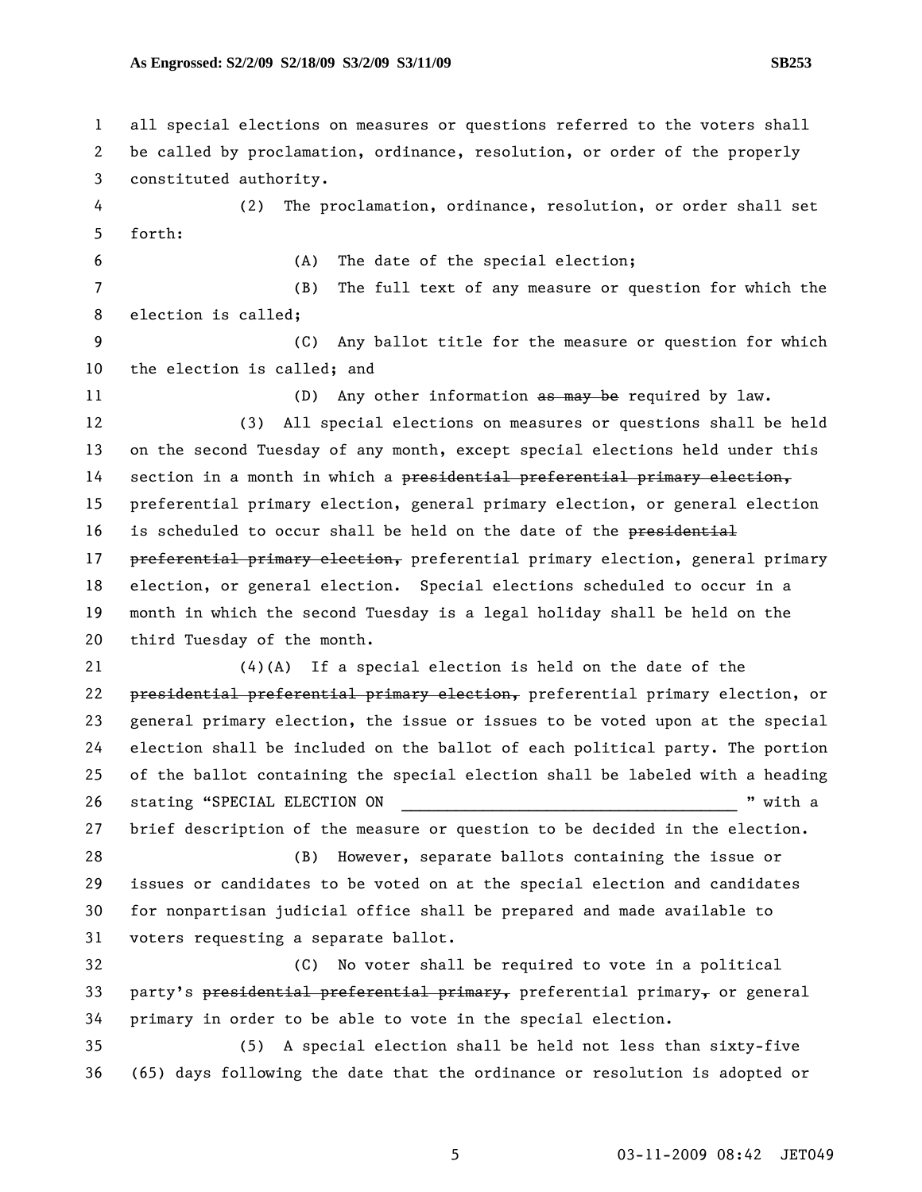all special elections on measures or questions referred to the voters shall be called by proclamation, ordinance, resolution, or order of the properly constituted authority.

(2) The proclamation, ordinance, resolution, or order shall set forth:

(A) The date of the special election;

(B) The full text of any measure or question for which the election is called;

(C) Any ballot title for the measure or question for which the election is called; and

(D) Any other information ~~as may be~~ required by law.

(3) All special elections on measures or questions shall be held on the second Tuesday of any month, except special elections held under this section in a month in which a ~~presidential preferential primary election,~~ preferential primary election, general primary election, or general election is scheduled to occur shall be held on the date of the ~~presidential preferential primary election,~~ preferential primary election, general primary election, or general election. Special elections scheduled to occur in a month in which the second Tuesday is a legal holiday shall be held on the third Tuesday of the month.

(4)(A) If a special election is held on the date of the ~~presidential preferential primary election,~~ preferential primary election, or general primary election, the issue or issues to be voted upon at the special election shall be included on the ballot of each political party. The portion of the ballot containing the special election shall be labeled with a heading stating "SPECIAL ELECTION ON ____________________________________ " with a brief description of the measure or question to be decided in the election.

(B) However, separate ballots containing the issue or issues or candidates to be voted on at the special election and candidates for nonpartisan judicial office shall be prepared and made available to voters requesting a separate ballot.

(C) No voter shall be required to vote in a political party's ~~presidential preferential primary,~~ preferential primary~~,~~ or general primary in order to be able to vote in the special election.

(5) A special election shall be held not less than sixty-five (65) days following the date that the ordinance or resolution is adopted or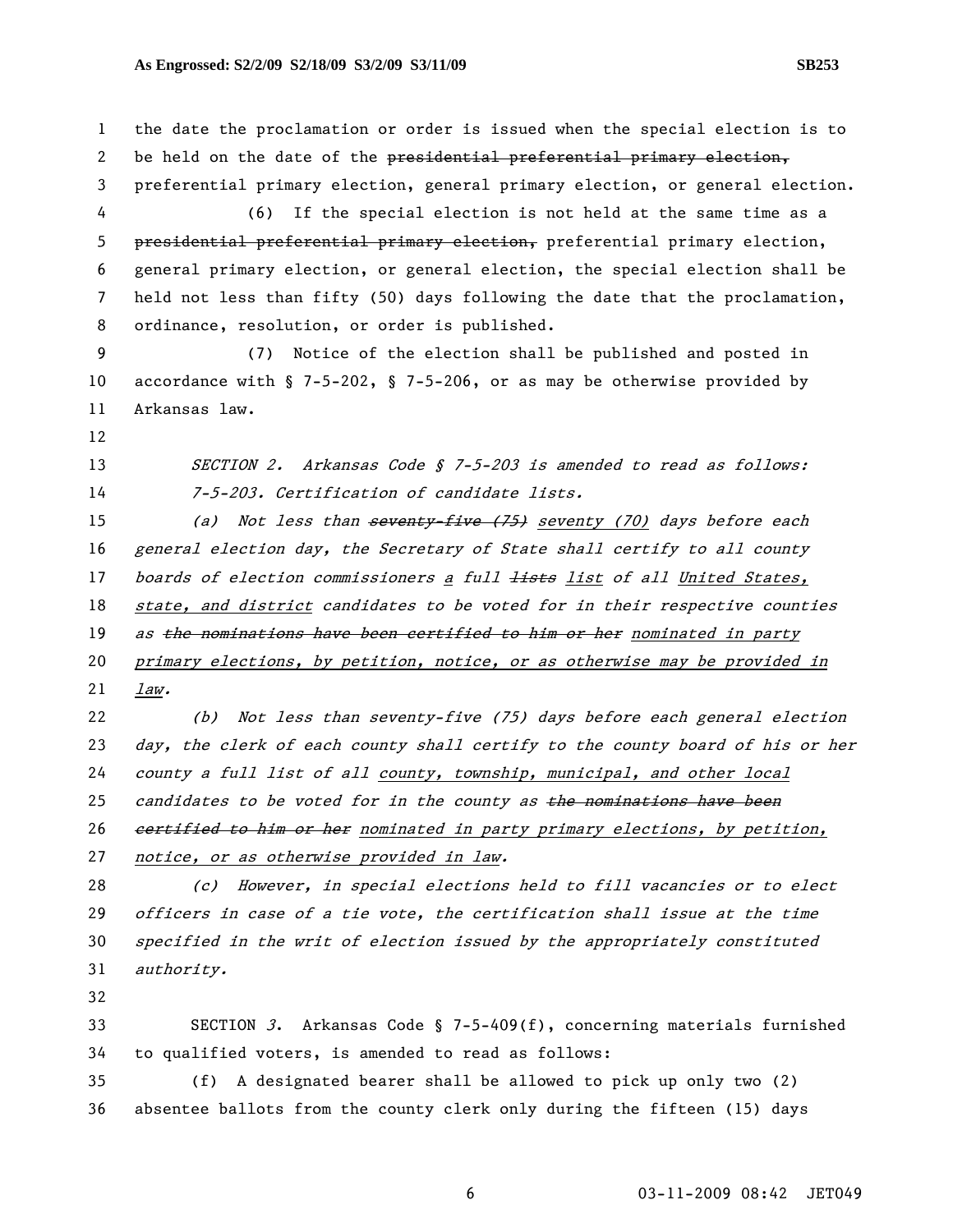the date the proclamation or order is issued when the special election is to be held on the date of the ~~presidential preferential primary election,~~ preferential primary election, general primary election, or general election.

(6) If the special election is not held at the same time as a ~~presidential preferential primary election,~~ preferential primary election, general primary election, or general election, the special election shall be held not less than fifty (50) days following the date that the proclamation, ordinance, resolution, or order is published.

(7) Notice of the election shall be published and posted in accordance with § 7-5-202, § 7-5-206, or as may be otherwise provided by Arkansas law.

*SECTION 2. Arkansas Code § 7-5-203 is amended to read as follows:*

*7-5-203. Certification of candidate lists.*

*(a) Not less than ~~seventy-five (75)~~ <u>seventy (70)</u> days before each general election day, the Secretary of State shall certify to all county boards of election commissioners <u>a</u> full ~~lists~~ <u>list</u> of all <u>United States, state, and district</u> candidates to be voted for in their respective counties as ~~the nominations have been certified to him or her~~ <u>nominated in party primary elections, by petition, notice, or as otherwise may be provided in law</u>.*

*(b) Not less than seventy-five (75) days before each general election day, the clerk of each county shall certify to the county board of his or her county a full list of all <u>county, township, municipal, and other local</u> candidates to be voted for in the county as ~~the nominations have been certified to him or her~~ <u>nominated in party primary elections, by petition, notice, or as otherwise provided in law</u>.*

*(c) However, in special elections held to fill vacancies or to elect officers in case of a tie vote, the certification shall issue at the time specified in the writ of election issued by the appropriately constituted authority.*

SECTION *3*. Arkansas Code § 7-5-409(f), concerning materials furnished to qualified voters, is amended to read as follows:

(f) A designated bearer shall be allowed to pick up only two (2) absentee ballots from the county clerk only during the fifteen (15) days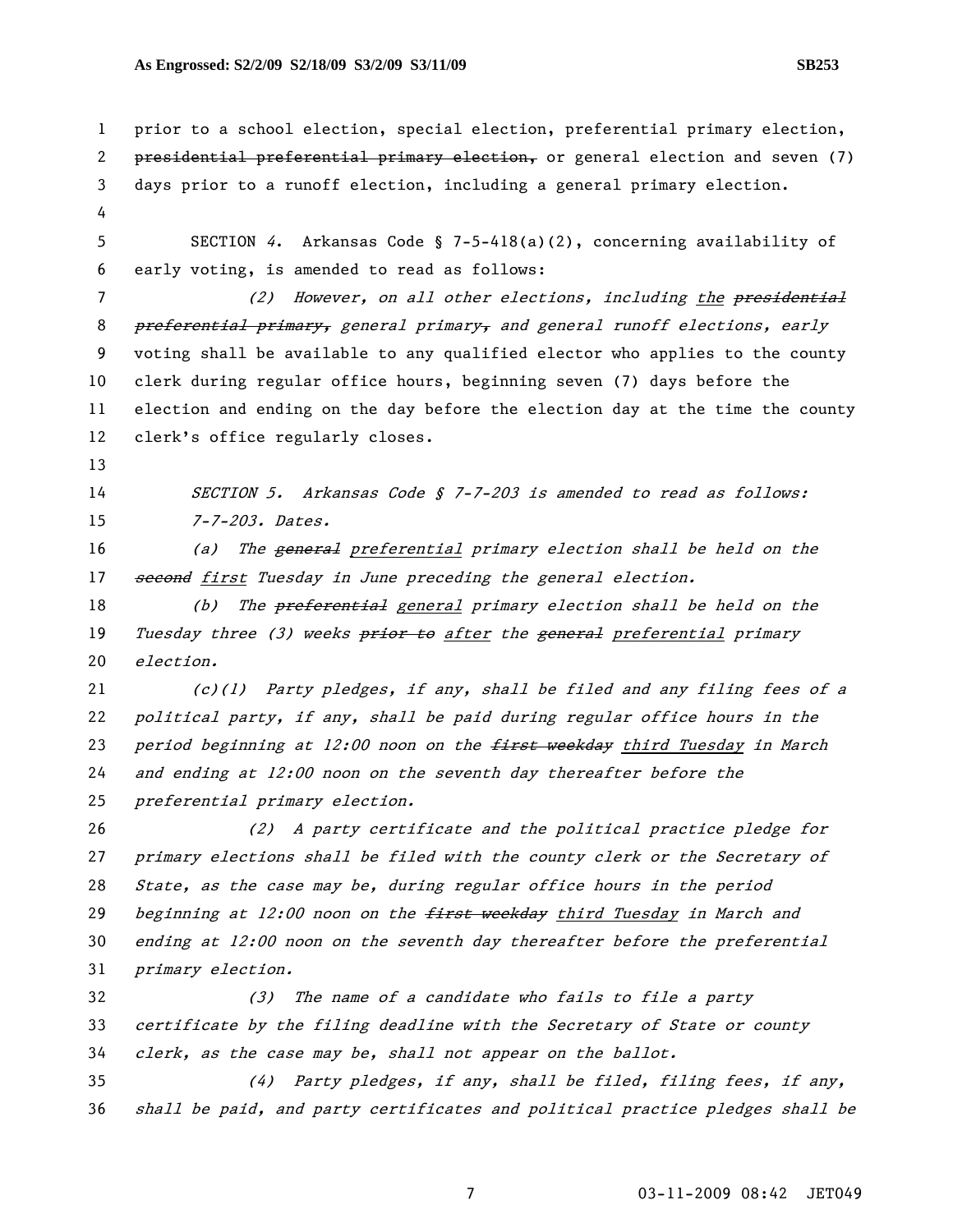prior to a school election, special election, preferential primary election, ~~presidential preferential primary election,~~ or general election and seven (7) days prior to a runoff election, including a general primary election.

SECTION 4. Arkansas Code § 7-5-418(a)(2), concerning availability of early voting, is amended to read as follows:

*(2) However, on all other elections, including <u>the</u> ~~presidential preferential primary,~~ general primary~~,~~ and general runoff elections, early* voting shall be available to any qualified elector who applies to the county clerk during regular office hours, beginning seven (7) days before the election and ending on the day before the election day at the time the county clerk's office regularly closes.

*SECTION 5. Arkansas Code § 7-7-203 is amended to read as follows:*

*7-7-203. Dates.*

*(a) The ~~general~~ <u>preferential</u> primary election shall be held on the ~~second~~ <u>first</u> Tuesday in June preceding the general election.*

*(b) The ~~preferential~~ <u>general</u> primary election shall be held on the Tuesday three (3) weeks ~~prior to~~ <u>after</u> the ~~general~~ <u>preferential</u> primary election.*

*(c)(1) Party pledges, if any, shall be filed and any filing fees of a political party, if any, shall be paid during regular office hours in the period beginning at 12:00 noon on the ~~first weekday~~ <u>third Tuesday</u> in March and ending at 12:00 noon on the seventh day thereafter before the preferential primary election.*

*(2) A party certificate and the political practice pledge for primary elections shall be filed with the county clerk or the Secretary of State, as the case may be, during regular office hours in the period beginning at 12:00 noon on the ~~first weekday~~ <u>third Tuesday</u> in March and ending at 12:00 noon on the seventh day thereafter before the preferential primary election.*

*(3) The name of a candidate who fails to file a party certificate by the filing deadline with the Secretary of State or county clerk, as the case may be, shall not appear on the ballot.*

*(4) Party pledges, if any, shall be filed, filing fees, if any, shall be paid, and party certificates and political practice pledges shall be*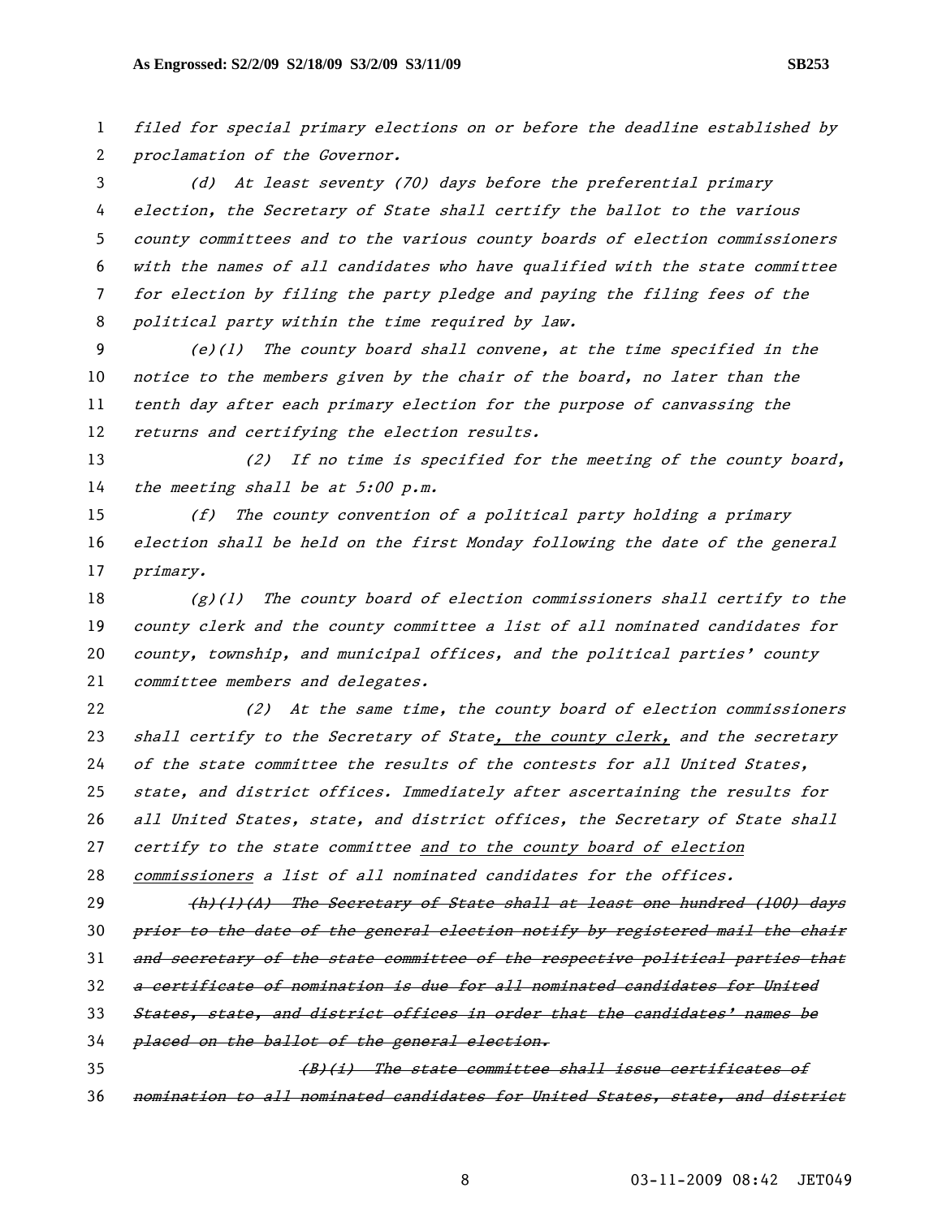*filed for special primary elections on or before the deadline established by proclamation of the Governor.*

*(d) At least seventy (70) days before the preferential primary election, the Secretary of State shall certify the ballot to the various county committees and to the various county boards of election commissioners with the names of all candidates who have qualified with the state committee for election by filing the party pledge and paying the filing fees of the political party within the time required by law.*

*(e)(1) The county board shall convene, at the time specified in the notice to the members given by the chair of the board, no later than the tenth day after each primary election for the purpose of canvassing the returns and certifying the election results.*

*(2) If no time is specified for the meeting of the county board, the meeting shall be at 5:00 p.m.*

*(f) The county convention of a political party holding a primary election shall be held on the first Monday following the date of the general primary.*

*(g)(1) The county board of election commissioners shall certify to the county clerk and the county committee a list of all nominated candidates for county, township, and municipal offices, and the political parties' county committee members and delegates.*

*(2) At the same time, the county board of election commissioners shall certify to the Secretary of State<u>, the county clerk,</u> and the secretary of the state committee the results of the contests for all United States, state, and district offices. Immediately after ascertaining the results for all United States, state, and district offices, the Secretary of State shall certify to the state committee <u>and to the county board of election commissioners</u> a list of all nominated candidates for the offices.*

~~*(h)(1)(A) The Secretary of State shall at least one hundred (100) days prior to the date of the general election notify by registered mail the chair and secretary of the state committee of the respective political parties that a certificate of nomination is due for all nominated candidates for United States, state, and district offices in order that the candidates' names be placed on the ballot of the general election.*~~

~~*(B)(i) The state committee shall issue certificates of nomination to all nominated candidates for United States, state, and district*~~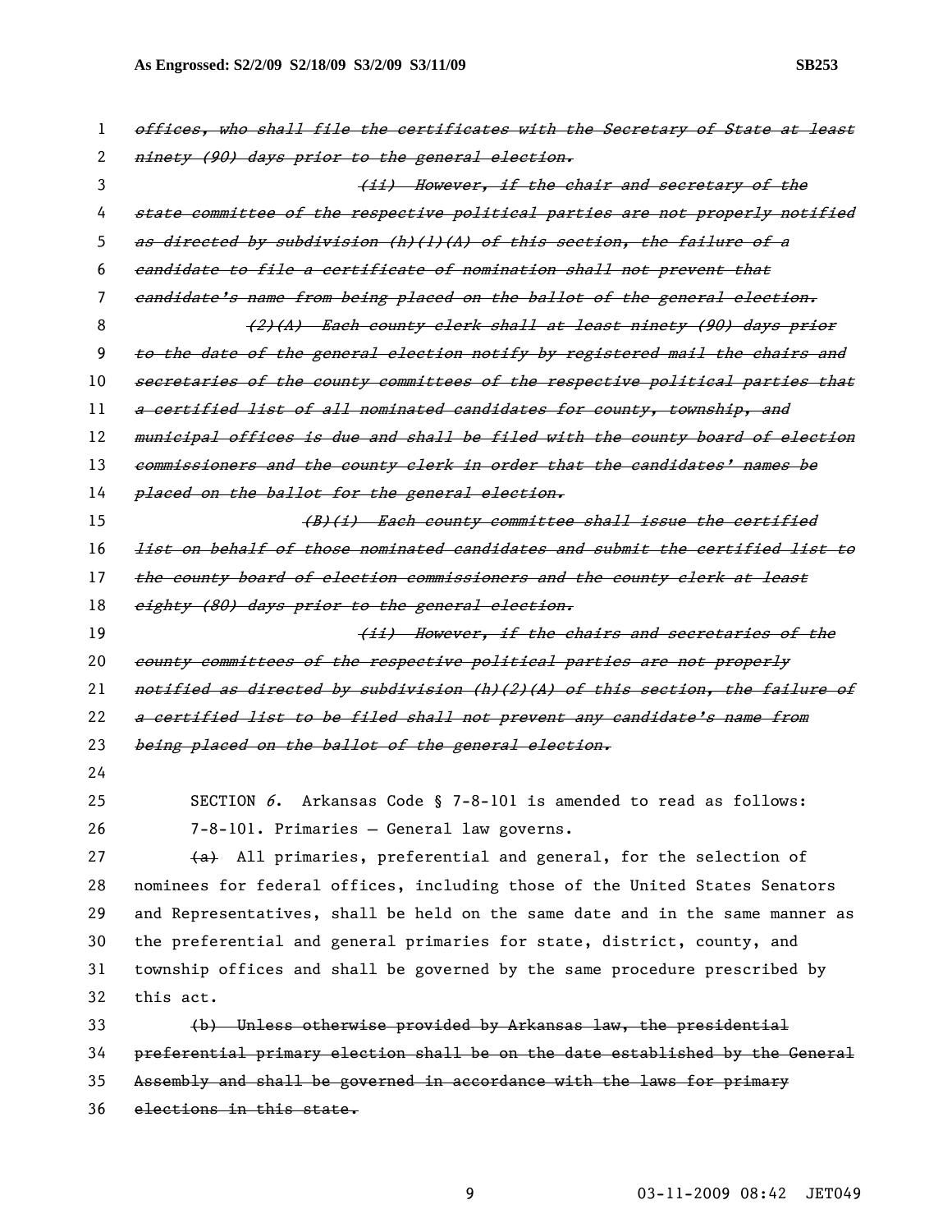~~*offices, who shall file the certificates with the Secretary of State at least ninety (90) days prior to the general election.*~~

~~*(ii) However, if the chair and secretary of the state committee of the respective political parties are not properly notified as directed by subdivision (h)(1)(A) of this section, the failure of a candidate to file a certificate of nomination shall not prevent that candidate's name from being placed on the ballot of the general election.*~~

~~*(2)(A) Each county clerk shall at least ninety (90) days prior to the date of the general election notify by registered mail the chairs and secretaries of the county committees of the respective political parties that a certified list of all nominated candidates for county, township, and municipal offices is due and shall be filed with the county board of election commissioners and the county clerk in order that the candidates' names be placed on the ballot for the general election.*~~

~~*(B)(i) Each county committee shall issue the certified list on behalf of those nominated candidates and submit the certified list to the county board of election commissioners and the county clerk at least eighty (80) days prior to the general election.*~~

~~*(ii) However, if the chairs and secretaries of the county committees of the respective political parties are not properly notified as directed by subdivision (h)(2)(A) of this section, the failure of a certified list to be filed shall not prevent any candidate's name from being placed on the ballot of the general election.*~~

SECTION *6*. Arkansas Code § 7-8-101 is amended to read as follows:

7-8-101. Primaries — General law governs.

~~(a)~~ All primaries, preferential and general, for the selection of nominees for federal offices, including those of the United States Senators and Representatives, shall be held on the same date and in the same manner as the preferential and general primaries for state, district, county, and township offices and shall be governed by the same procedure prescribed by this act.

~~(b) Unless otherwise provided by Arkansas law, the presidential preferential primary election shall be on the date established by the General Assembly and shall be governed in accordance with the laws for primary elections in this state.~~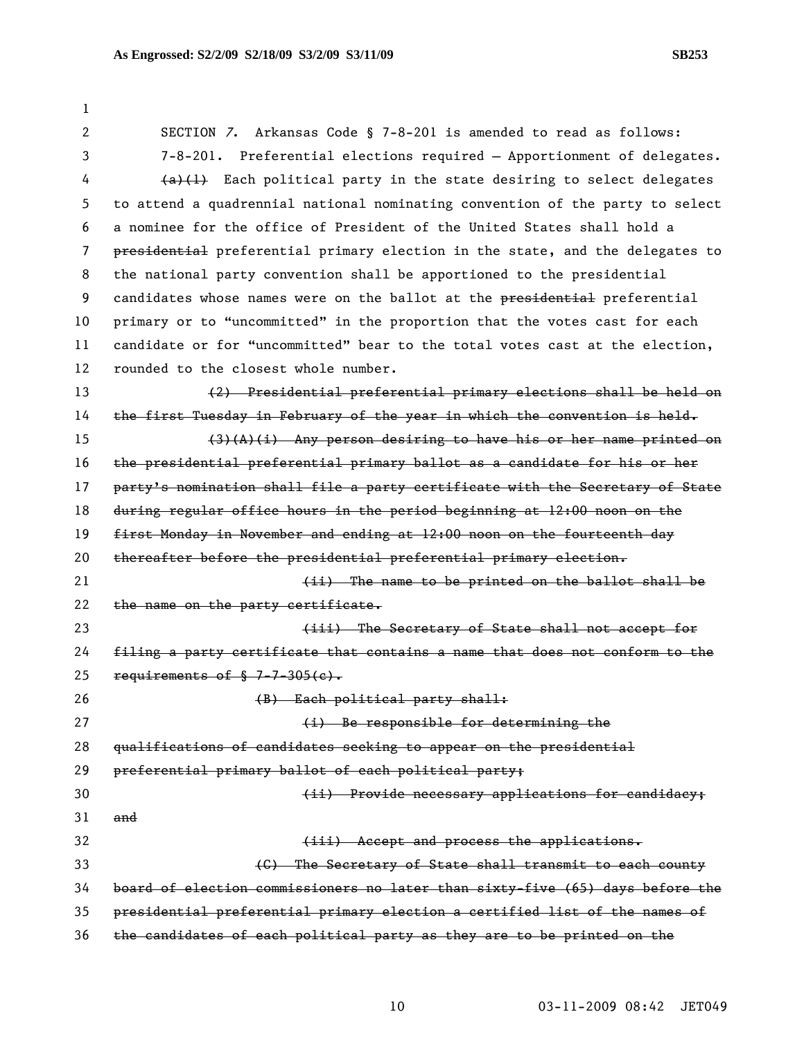SECTION 7. Arkansas Code § 7-8-201 is amended to read as follows:

7-8-201. Preferential elections required — Apportionment of delegates.

~~(a)(1)~~ Each political party in the state desiring to select delegates to attend a quadrennial national nominating convention of the party to select a nominee for the office of President of the United States shall hold a ~~presidential~~ preferential primary election in the state, and the delegates to the national party convention shall be apportioned to the presidential candidates whose names were on the ballot at the ~~presidential~~ preferential primary or to "uncommitted" in the proportion that the votes cast for each candidate or for "uncommitted" bear to the total votes cast at the election, rounded to the closest whole number.

~~(2) Presidential preferential primary elections shall be held on the first Tuesday in February of the year in which the convention is held.~~

~~(3)(A)(i) Any person desiring to have his or her name printed on the presidential preferential primary ballot as a candidate for his or her party's nomination shall file a party certificate with the Secretary of State during regular office hours in the period beginning at 12:00 noon on the first Monday in November and ending at 12:00 noon on the fourteenth day thereafter before the presidential preferential primary election.~~

~~(ii) The name to be printed on the ballot shall be the name on the party certificate.~~

~~(iii) The Secretary of State shall not accept for filing a party certificate that contains a name that does not conform to the requirements of § 7-7-305(c).~~

~~(B) Each political party shall:~~

~~(i) Be responsible for determining the qualifications of candidates seeking to appear on the presidential preferential primary ballot of each political party;~~

~~(ii) Provide necessary applications for candidacy; and~~

~~(iii) Accept and process the applications.~~

~~(C) The Secretary of State shall transmit to each county board of election commissioners no later than sixty-five (65) days before the presidential preferential primary election a certified list of the names of the candidates of each political party as they are to be printed on the~~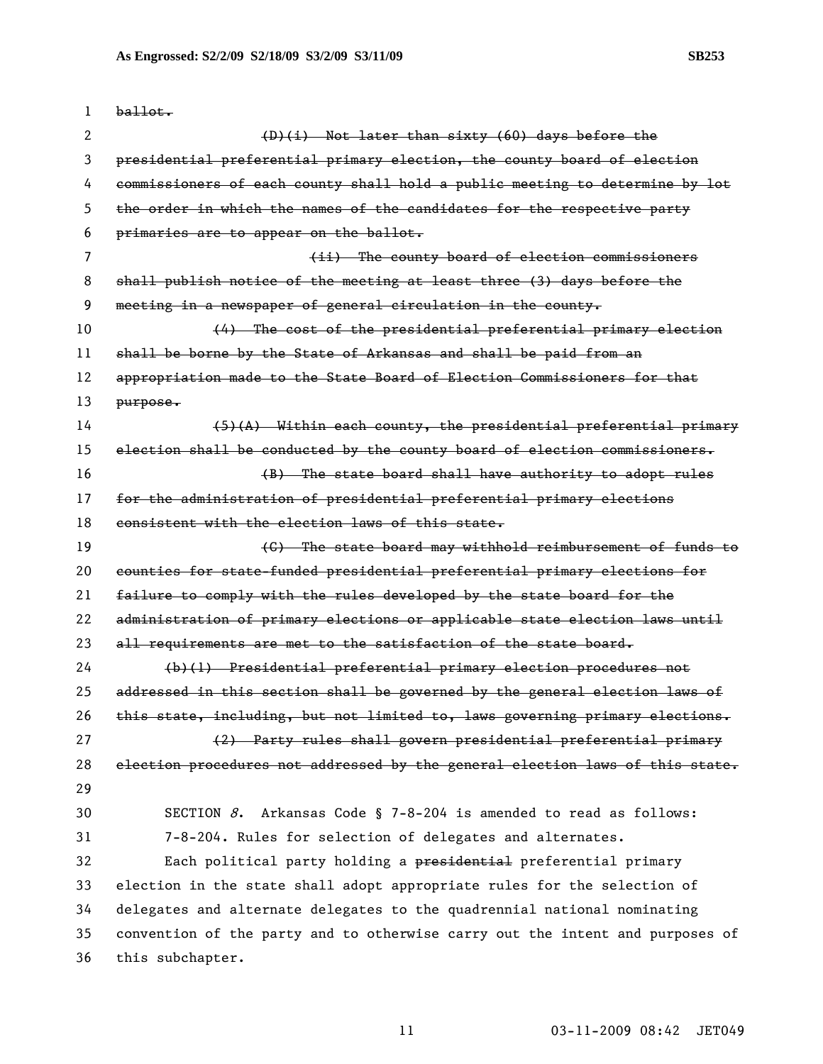~~ballot.~~

~~(D)(i) Not later than sixty (60) days before the presidential preferential primary election, the county board of election commissioners of each county shall hold a public meeting to determine by lot the order in which the names of the candidates for the respective party primaries are to appear on the ballot.~~

~~(ii) The county board of election commissioners shall publish notice of the meeting at least three (3) days before the meeting in a newspaper of general circulation in the county.~~

~~(4) The cost of the presidential preferential primary election shall be borne by the State of Arkansas and shall be paid from an appropriation made to the State Board of Election Commissioners for that purpose.~~

~~(5)(A) Within each county, the presidential preferential primary election shall be conducted by the county board of election commissioners.~~

~~(B) The state board shall have authority to adopt rules for the administration of presidential preferential primary elections consistent with the election laws of this state.~~

~~(C) The state board may withhold reimbursement of funds to counties for state-funded presidential preferential primary elections for failure to comply with the rules developed by the state board for the administration of primary elections or applicable state election laws until all requirements are met to the satisfaction of the state board.~~

~~(b)(1) Presidential preferential primary election procedures not addressed in this section shall be governed by the general election laws of this state, including, but not limited to, laws governing primary elections.~~

~~(2) Party rules shall govern presidential preferential primary election procedures not addressed by the general election laws of this state.~~

SECTION *8*. Arkansas Code § 7-8-204 is amended to read as follows:

7-8-204. Rules for selection of delegates and alternates.

Each political party holding a ~~presidential~~ preferential primary election in the state shall adopt appropriate rules for the selection of delegates and alternate delegates to the quadrennial national nominating convention of the party and to otherwise carry out the intent and purposes of this subchapter.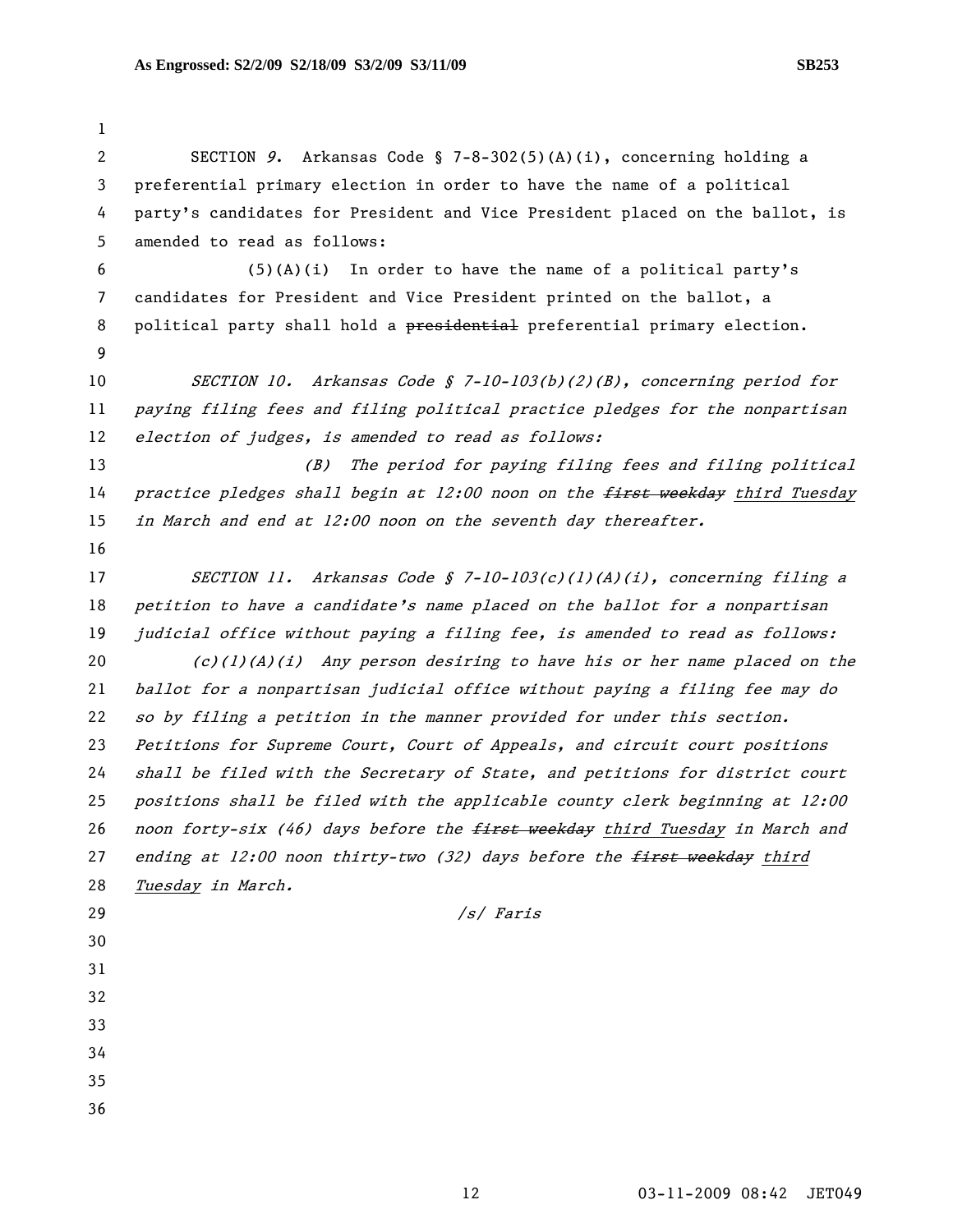SECTION *9*. Arkansas Code § 7-8-302(5)(A)(i), concerning holding a preferential primary election in order to have the name of a political party's candidates for President and Vice President placed on the ballot, is amended to read as follows:

(5)(A)(i) In order to have the name of a political party's candidates for President and Vice President printed on the ballot, a political party shall hold a ~~presidential~~ preferential primary election.

*SECTION 10. Arkansas Code § 7-10-103(b)(2)(B), concerning period for paying filing fees and filing political practice pledges for the nonpartisan election of judges, is amended to read as follows:*

*(B) The period for paying filing fees and filing political practice pledges shall begin at 12:00 noon on the ~~first weekday~~ third Tuesday in March and end at 12:00 noon on the seventh day thereafter.*

*SECTION 11. Arkansas Code § 7-10-103(c)(1)(A)(i), concerning filing a petition to have a candidate's name placed on the ballot for a nonpartisan judicial office without paying a filing fee, is amended to read as follows:*

*(c)(1)(A)(i) Any person desiring to have his or her name placed on the ballot for a nonpartisan judicial office without paying a filing fee may do so by filing a petition in the manner provided for under this section. Petitions for Supreme Court, Court of Appeals, and circuit court positions shall be filed with the Secretary of State, and petitions for district court positions shall be filed with the applicable county clerk beginning at 12:00 noon forty-six (46) days before the ~~first weekday~~ third Tuesday in March and ending at 12:00 noon thirty-two (32) days before the ~~first weekday~~ third Tuesday in March.*

*/s/ Faris*